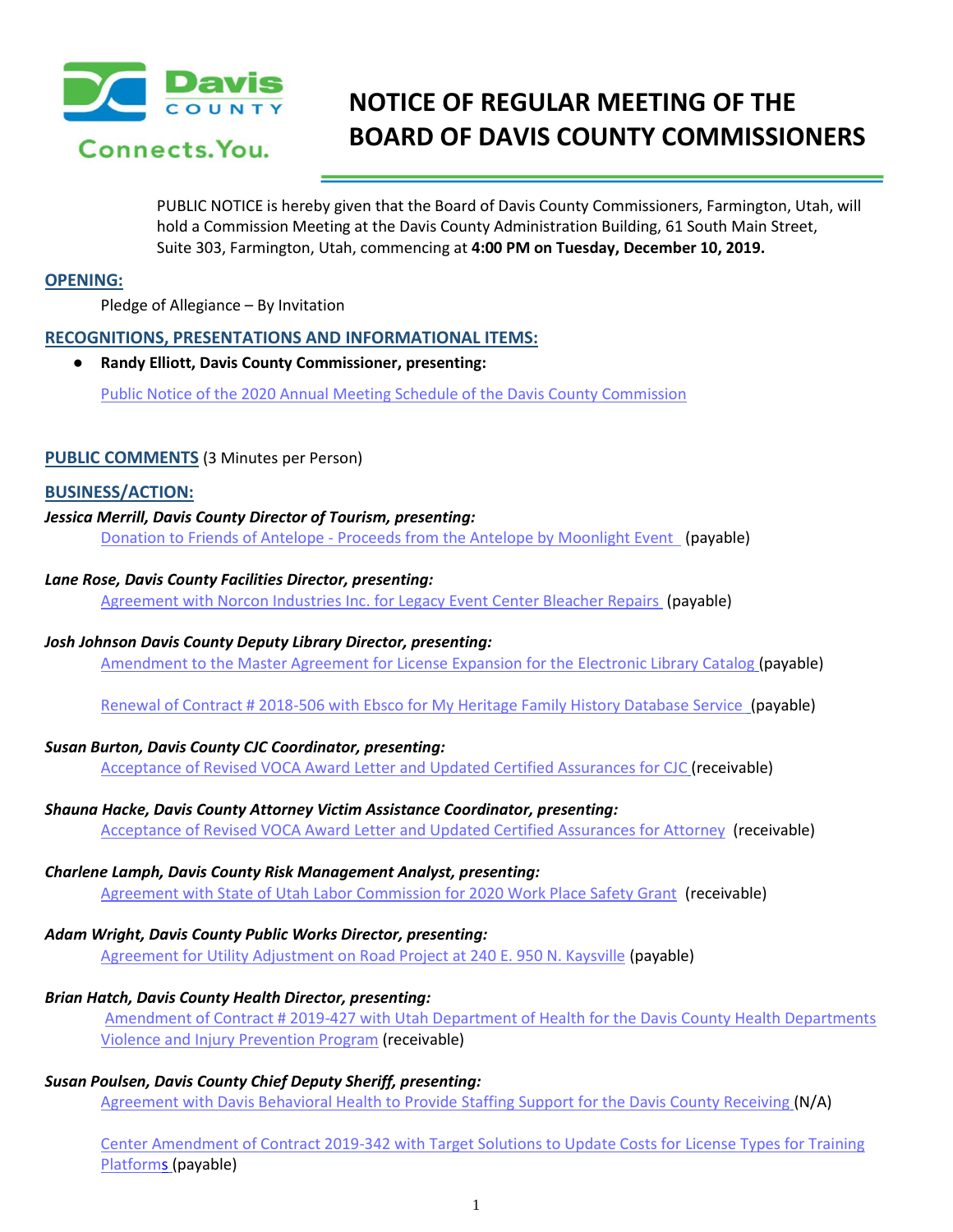# NOTICE OF REGULAR MEETING OF THE BOARD OF DAVIS COUNTY COMMISSIONERS

PUBLIC NOTICE is hereby given that the Board of Davis County Commissioners, Farmington, Utah, will hold a Commission Meeting at the Davis County Administration Building, 61 South Main Street, Suite 303, Farmington, Utah, commencing at **4:00 PM on Tuesday, December 10, 2019.**

## OPENING:

Pledge of Allegiance – By Invitation

## RECOGNITIONS, PRESENTATIONS AND INFORMATIONAL ITEMS:

- **Randy Elliott, Davis County Commissioner, presenting:**

  Public Notice of the 2020 Annual Meeting Schedule of the Davis County Commission

## PUBLIC COMMENTS (3 Minutes per Person)

## BUSINESS/ACTION:

***Jessica Merrill, Davis County Director of Tourism, presenting:***

Donation to Friends of Antelope - Proceeds from the Antelope by Moonlight Event (payable)

***Lane Rose, Davis County Facilities Director, presenting:***

Agreement with Norcon Industries Inc. for Legacy Event Center Bleacher Repairs (payable)

***Josh Johnson Davis County Deputy Library Director, presenting:***

Amendment to the Master Agreement for License Expansion for the Electronic Library Catalog (payable)

Renewal of Contract # 2018-506 with Ebsco for My Heritage Family History Database Service (payable)

***Susan Burton, Davis County CJC Coordinator, presenting:***

Acceptance of Revised VOCA Award Letter and Updated Certified Assurances for CJC (receivable)

***Shauna Hacke, Davis County Attorney Victim Assistance Coordinator, presenting:***

Acceptance of Revised VOCA Award Letter and Updated Certified Assurances for Attorney (receivable)

***Charlene Lamph, Davis County Risk Management Analyst, presenting:***

Agreement with State of Utah Labor Commission for 2020 Work Place Safety Grant (receivable)

***Adam Wright, Davis County Public Works Director, presenting:***

Agreement for Utility Adjustment on Road Project at 240 E. 950 N. Kaysville (payable)

***Brian Hatch, Davis County Health Director, presenting:***

Amendment of Contract # 2019-427 with Utah Department of Health for the Davis County Health Departments Violence and Injury Prevention Program (receivable)

***Susan Poulsen, Davis County Chief Deputy Sheriff, presenting:***

Agreement with Davis Behavioral Health to Provide Staffing Support for the Davis County Receiving (N/A)

Center Amendment of Contract 2019-342 with Target Solutions to Update Costs for License Types for Training Platforms (payable)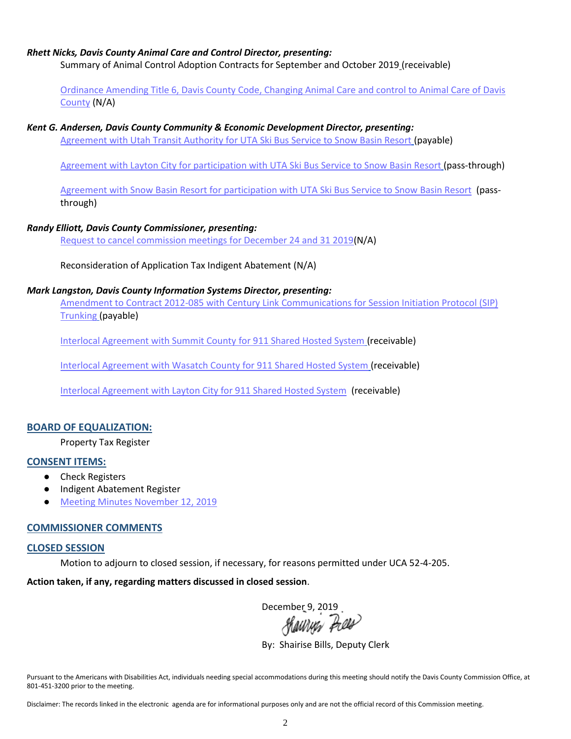***Rhett Nicks, Davis County Animal Care and Control Director, presenting:***

Summary of Animal Control Adoption Contracts for September and October 2019 (receivable)

Ordinance Amending Title 6, Davis County Code, Changing Animal Care and control to Animal Care of Davis County (N/A)

***Kent G. Andersen, Davis County Community & Economic Development Director, presenting:***

Agreement with Utah Transit Authority for UTA Ski Bus Service to Snow Basin Resort (payable)

Agreement with Layton City for participation with UTA Ski Bus Service to Snow Basin Resort (pass-through)

Agreement with Snow Basin Resort for participation with UTA Ski Bus Service to Snow Basin Resort (pass-through)

***Randy Elliott, Davis County Commissioner, presenting:***

Request to cancel commission meetings for December 24 and 31 2019(N/A)

Reconsideration of Application Tax Indigent Abatement (N/A)

***Mark Langston, Davis County Information Systems Director, presenting:***

Amendment to Contract 2012-085 with Century Link Communications for Session Initiation Protocol (SIP) Trunking (payable)

Interlocal Agreement with Summit County for 911 Shared Hosted System (receivable)

Interlocal Agreement with Wasatch County for 911 Shared Hosted System (receivable)

Interlocal Agreement with Layton City for 911 Shared Hosted System (receivable)

## BOARD OF EQUALIZATION:

Property Tax Register

## CONSENT ITEMS:

- Check Registers
- Indigent Abatement Register
- Meeting Minutes November 12, 2019

## COMMISSIONER COMMENTS

## CLOSED SESSION

Motion to adjourn to closed session, if necessary, for reasons permitted under UCA 52-4-205.

**Action taken, if any, regarding matters discussed in closed session**.

December 9, 2019

By: Shairise Bills, Deputy Clerk

Pursuant to the Americans with Disabilities Act, individuals needing special accommodations during this meeting should notify the Davis County Commission Office, at 801-451-3200 prior to the meeting.

Disclaimer: The records linked in the electronic agenda are for informational purposes only and are not the official record of this Commission meeting.